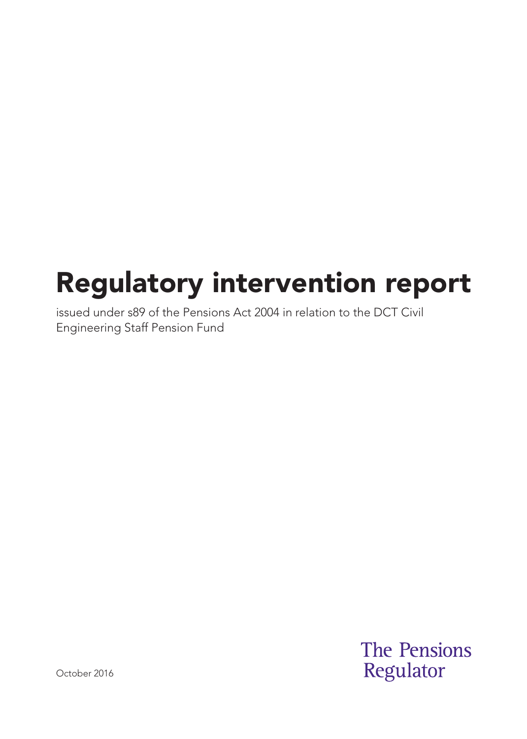# Regulatory intervention report

issued under s89 of the Pensions Act 2004 in relation to the DCT Civil Engineering Staff Pension Fund

October 2016

The Pensions Regulator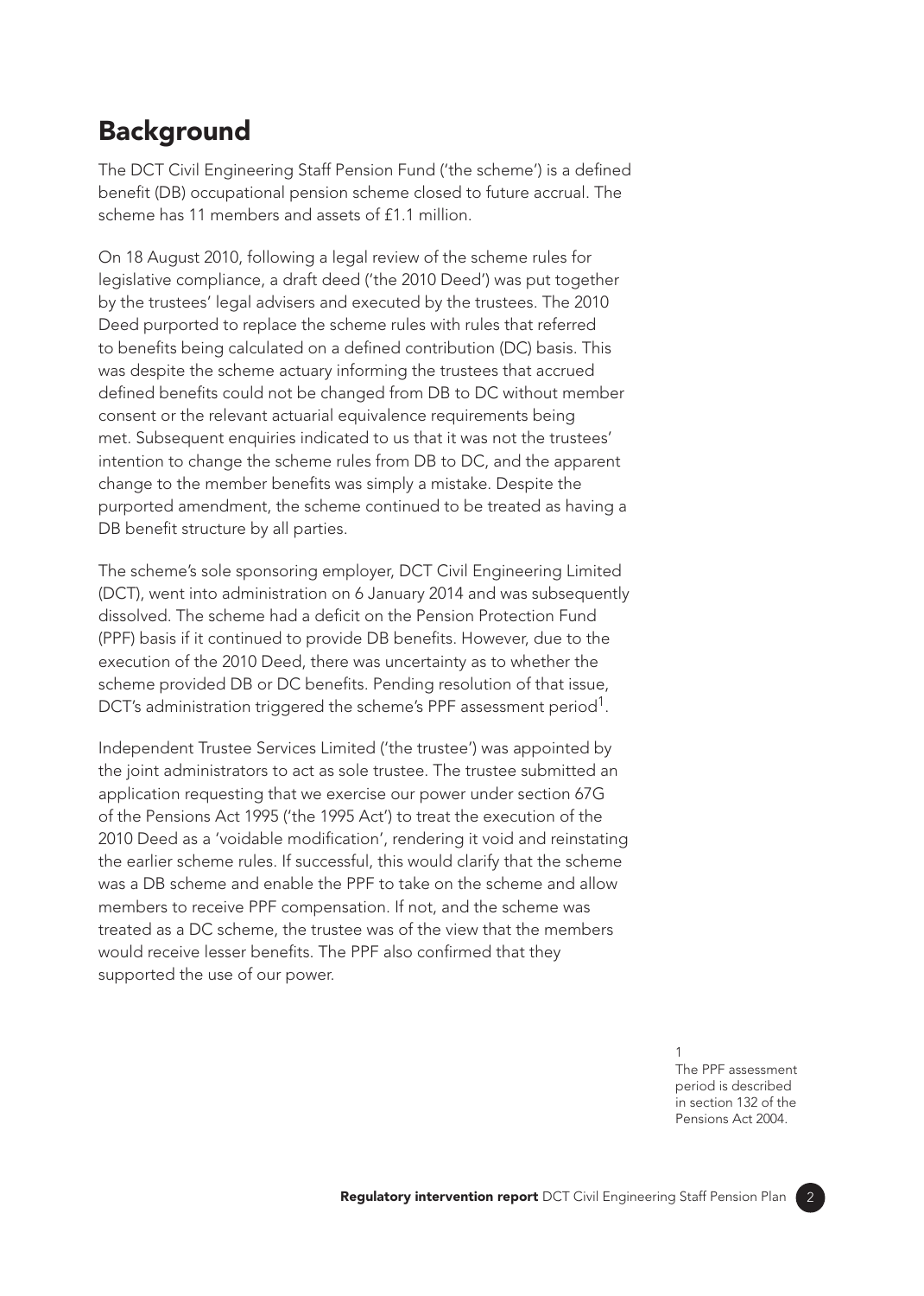## Background

The DCT Civil Engineering Staff Pension Fund ('the scheme') is a defined benefit (DB) occupational pension scheme closed to future accrual. The scheme has 11 members and assets of £1.1 million.

On 18 August 2010, following a legal review of the scheme rules for legislative compliance, a draft deed ('the 2010 Deed') was put together by the trustees' legal advisers and executed by the trustees. The 2010 Deed purported to replace the scheme rules with rules that referred to benefits being calculated on a defined contribution (DC) basis. This was despite the scheme actuary informing the trustees that accrued defined benefits could not be changed from DB to DC without member consent or the relevant actuarial equivalence requirements being met. Subsequent enquiries indicated to us that it was not the trustees' intention to change the scheme rules from DB to DC, and the apparent change to the member benefits was simply a mistake. Despite the purported amendment, the scheme continued to be treated as having a DB benefit structure by all parties.

The scheme's sole sponsoring employer, DCT Civil Engineering Limited (DCT), went into administration on 6 January 2014 and was subsequently dissolved. The scheme had a deficit on the Pension Protection Fund (PPF) basis if it continued to provide DB benefits. However, due to the execution of the 2010 Deed, there was uncertainty as to whether the scheme provided DB or DC benefits. Pending resolution of that issue, DCT's administration triggered the scheme's PPF assessment period[1].

Independent Trustee Services Limited ('the trustee') was appointed by the joint administrators to act as sole trustee. The trustee submitted an application requesting that we exercise our power under section 67G of the Pensions Act 1995 ('the 1995 Act') to treat the execution of the 2010 Deed as a 'voidable modification', rendering it void and reinstating the earlier scheme rules. If successful, this would clarify that the scheme was a DB scheme and enable the PPF to take on the scheme and allow members to receive PPF compensation. If not, and the scheme was treated as a DC scheme, the trustee was of the view that the members would receive lesser benefits. The PPF also confirmed that they supported the use of our power.

[1] The PPF assessment period is described in section 132 of the Pensions Act 2004.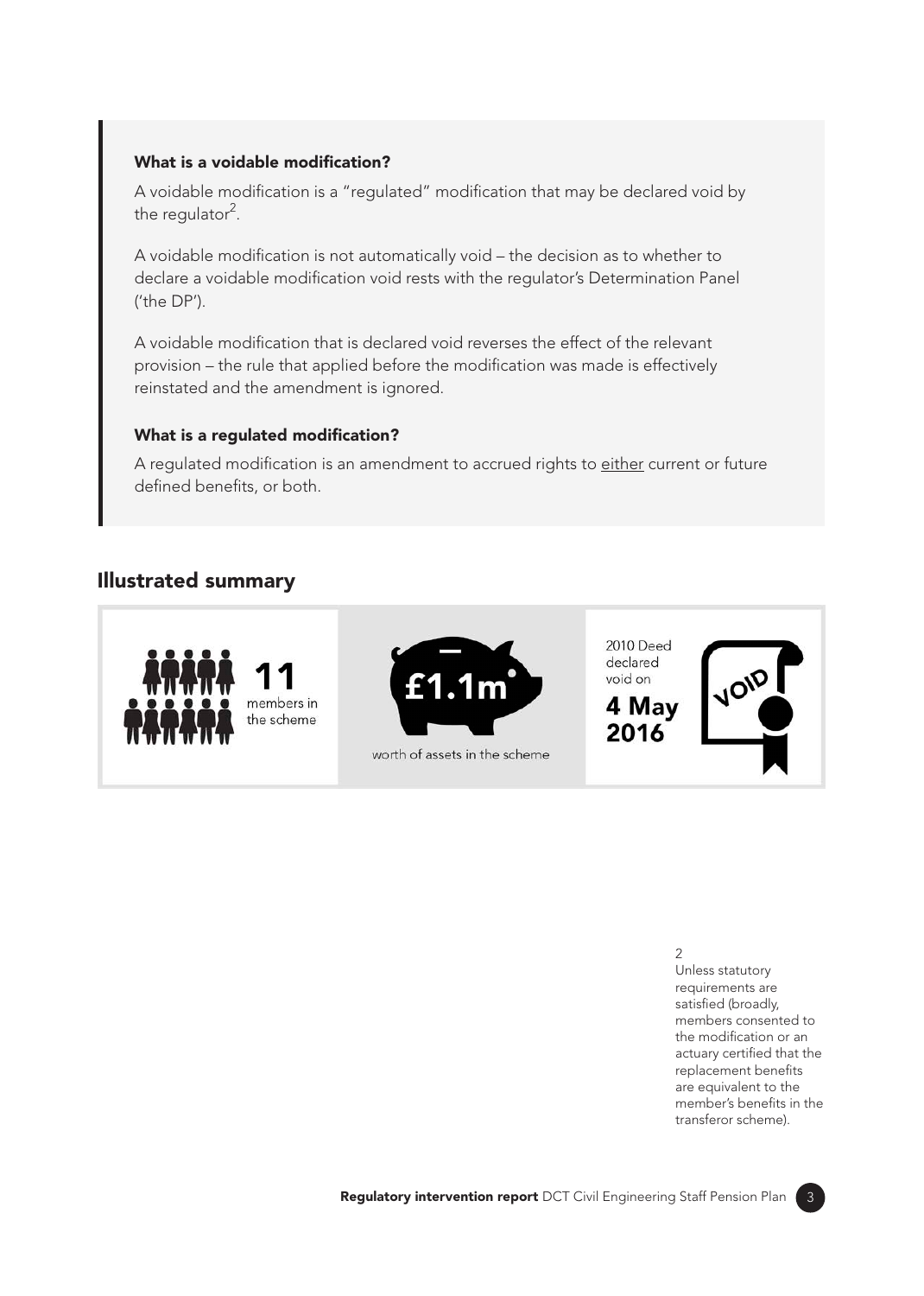### What is a voidable modification?

A voidable modification is a "regulated" modification that may be declared void by the regulator[2].

A voidable modification is not automatically void – the decision as to whether to declare a voidable modification void rests with the regulator's Determination Panel ('the DP').

A voidable modification that is declared void reverses the effect of the relevant provision – the rule that applied before the modification was made is effectively reinstated and the amendment is ignored.

### What is a regulated modification?

A regulated modification is an amendment to accrued rights to either current or future defined benefits, or both.

## Illustrated summary

11 members in the scheme

£1.1m worth of assets in the scheme

2010 Deed declared void on 4 May 2016

VOID

[2] Unless statutory requirements are satisfied (broadly, members consented to the modification or an actuary certified that the replacement benefits are equivalent to the member's benefits in the transferor scheme).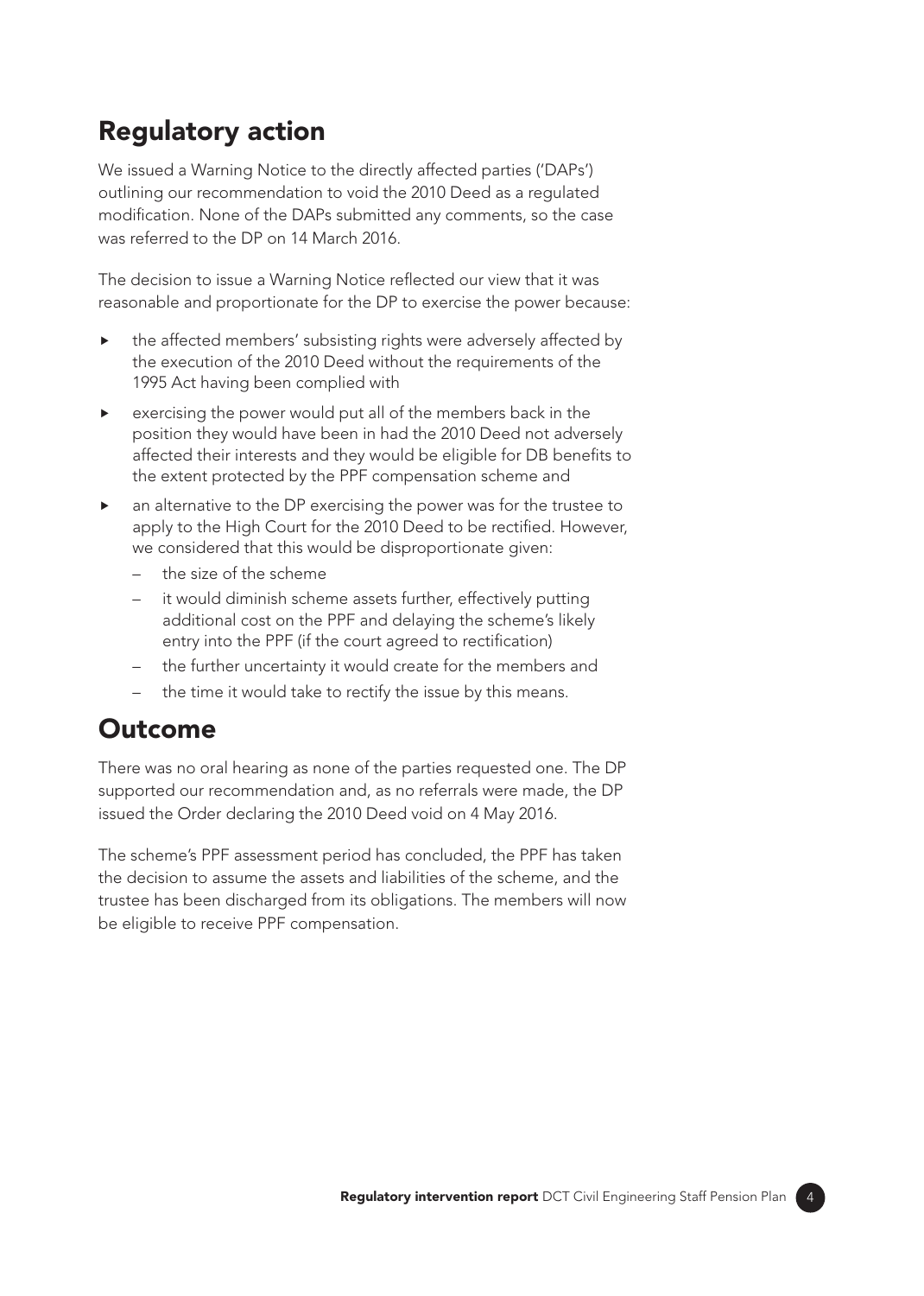## Regulatory action

We issued a Warning Notice to the directly affected parties ('DAPs') outlining our recommendation to void the 2010 Deed as a regulated modification. None of the DAPs submitted any comments, so the case was referred to the DP on 14 March 2016.

The decision to issue a Warning Notice reflected our view that it was reasonable and proportionate for the DP to exercise the power because:

- the affected members' subsisting rights were adversely affected by the execution of the 2010 Deed without the requirements of the 1995 Act having been complied with
- exercising the power would put all of the members back in the position they would have been in had the 2010 Deed not adversely affected their interests and they would be eligible for DB benefits to the extent protected by the PPF compensation scheme and
- an alternative to the DP exercising the power was for the trustee to apply to the High Court for the 2010 Deed to be rectified. However, we considered that this would be disproportionate given:
  - the size of the scheme
  - it would diminish scheme assets further, effectively putting additional cost on the PPF and delaying the scheme's likely entry into the PPF (if the court agreed to rectification)
  - the further uncertainty it would create for the members and
  - the time it would take to rectify the issue by this means.

## Outcome

There was no oral hearing as none of the parties requested one. The DP supported our recommendation and, as no referrals were made, the DP issued the Order declaring the 2010 Deed void on 4 May 2016.

The scheme's PPF assessment period has concluded, the PPF has taken the decision to assume the assets and liabilities of the scheme, and the trustee has been discharged from its obligations. The members will now be eligible to receive PPF compensation.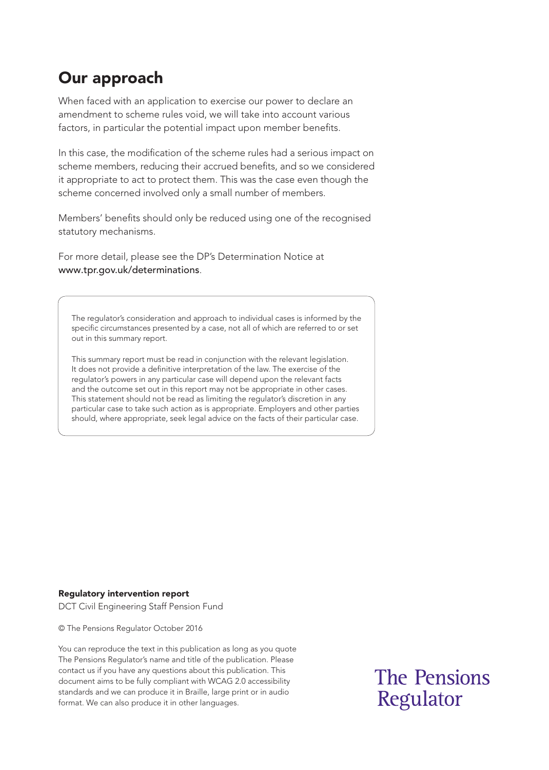## Our approach

When faced with an application to exercise our power to declare an amendment to scheme rules void, we will take into account various factors, in particular the potential impact upon member benefits.

In this case, the modification of the scheme rules had a serious impact on scheme members, reducing their accrued benefits, and so we considered it appropriate to act to protect them. This was the case even though the scheme concerned involved only a small number of members.

Members' benefits should only be reduced using one of the recognised statutory mechanisms.

For more detail, please see the DP's Determination Notice at www.tpr.gov.uk/determinations.

> The regulator's consideration and approach to individual cases is informed by the specific circumstances presented by a case, not all of which are referred to or set out in this summary report.
>
> This summary report must be read in conjunction with the relevant legislation. It does not provide a definitive interpretation of the law. The exercise of the regulator's powers in any particular case will depend upon the relevant facts and the outcome set out in this report may not be appropriate in other cases. This statement should not be read as limiting the regulator's discretion in any particular case to take such action as is appropriate. Employers and other parties should, where appropriate, seek legal advice on the facts of their particular case.

**Regulatory intervention report**

DCT Civil Engineering Staff Pension Fund

© The Pensions Regulator October 2016

You can reproduce the text in this publication as long as you quote The Pensions Regulator's name and title of the publication. Please contact us if you have any questions about this publication. This document aims to be fully compliant with WCAG 2.0 accessibility standards and we can produce it in Braille, large print or in audio format. We can also produce it in other languages.

The Pensions Regulator